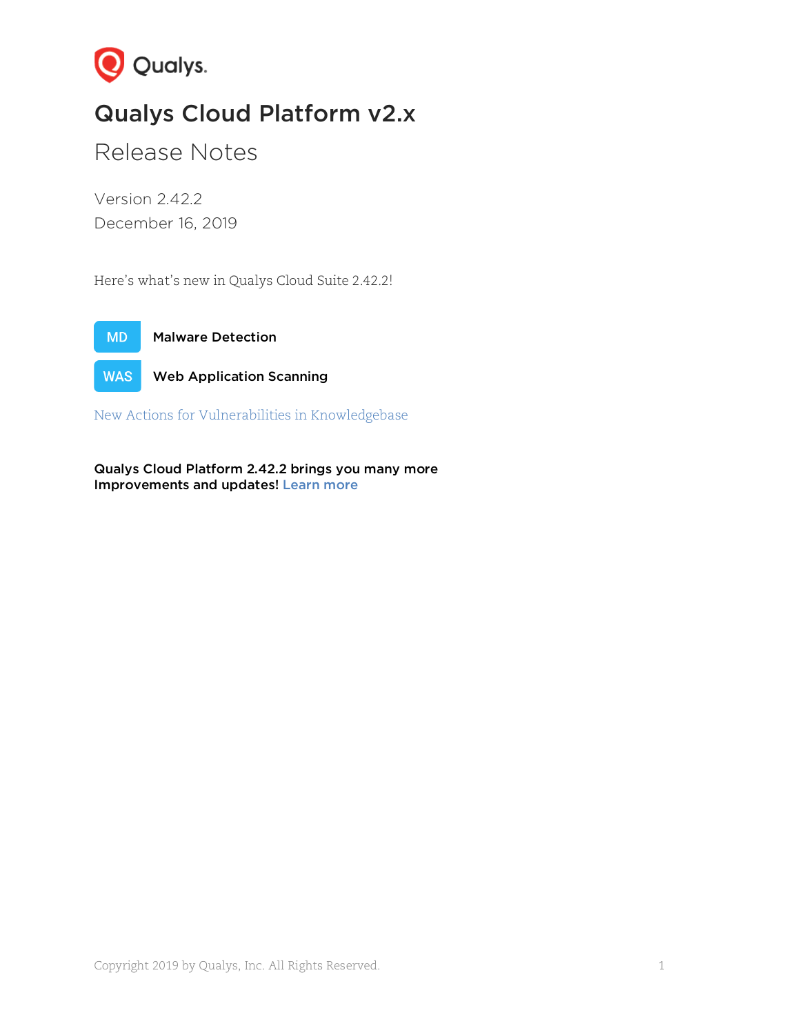Qualys.

# Qualys Cloud Platform v2.x

## Release Notes

Version 2.42.2
December 16, 2019

Here's what's new in Qualys Cloud Suite 2.42.2!

**MD** **Malware Detection**

**WAS** **Web Application Scanning**

New Actions for Vulnerabilities in Knowledgebase

**Qualys Cloud Platform 2.42.2 brings you many more Improvements and updates!** Learn more

Copyright 2019 by Qualys, Inc. All Rights Reserved.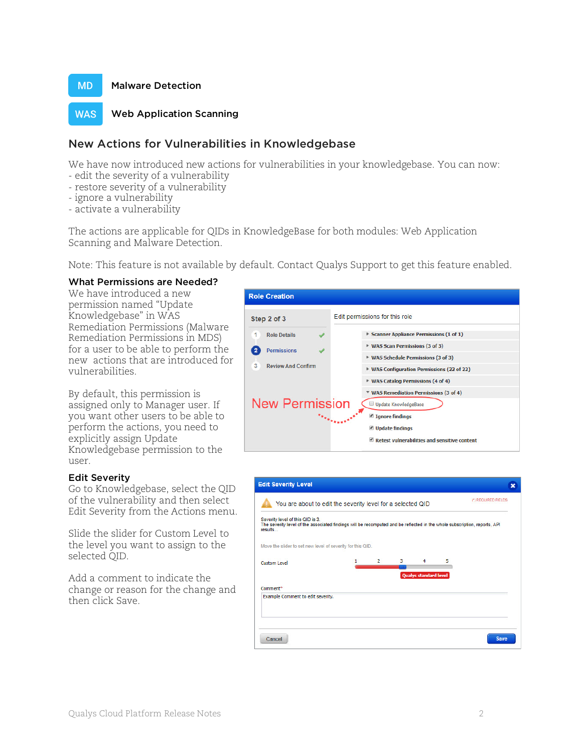MD **Malware Detection**

WAS **Web Application Scanning**

## New Actions for Vulnerabilities in Knowledgebase

We have now introduced new actions for vulnerabilities in your knowledgebase. You can now:
- edit the severity of a vulnerability
- restore severity of a vulnerability
- ignore a vulnerability
- activate a vulnerability

The actions are applicable for QIDs in KnowledgeBase for both modules: Web Application Scanning and Malware Detection.

Note: This feature is not available by default. Contact Qualys Support to get this feature enabled.

### What Permissions are Needed?

We have introduced a new permission named "Update Knowledgebase" in WAS Remediation Permissions (Malware Remediation Permissions in MDS) for a user to be able to perform the new actions that are introduced for vulnerabilities.

By default, this permission is assigned only to Manager user. If you want other users to be able to perform the actions, you need to explicitly assign Update Knowledgebase permission to the user.

### Edit Severity

Go to Knowledgebase, select the QID of the vulnerability and then select Edit Severity from the Actions menu.

Slide the slider for Custom Level to the level you want to assign to the selected QID.

Add a comment to indicate the change or reason for the change and then click Save.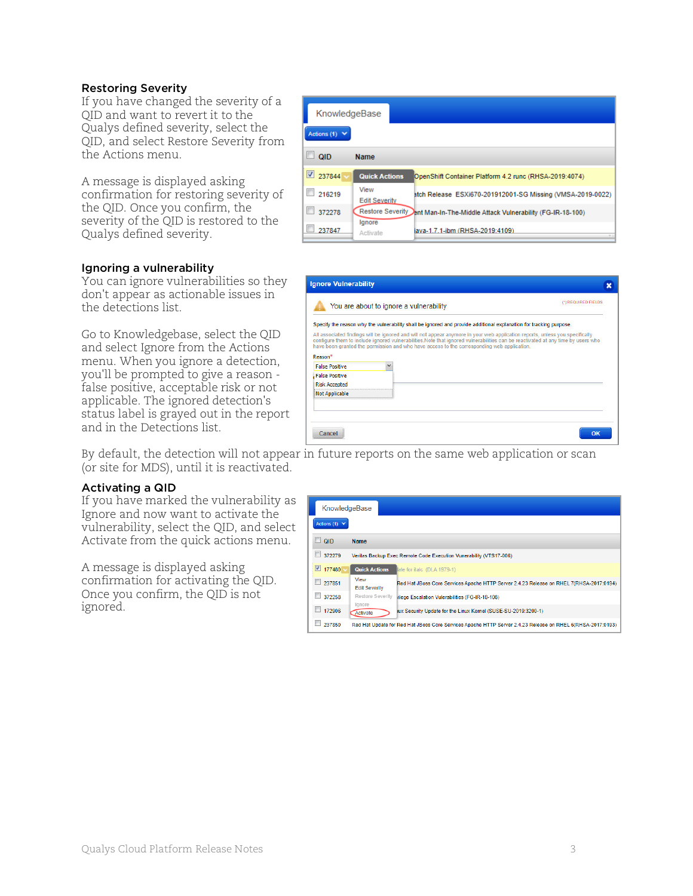## Restoring Severity

If you have changed the severity of a QID and want to revert it to the Qualys defined severity, select the QID, and select Restore Severity from the Actions menu.

A message is displayed asking confirmation for restoring severity of the QID. Once you confirm, the severity of the QID is restored to the Qualys defined severity.

## Ignoring a vulnerability

You can ignore vulnerabilities so they don't appear as actionable issues in the detections list.

Go to Knowledgebase, select the QID and select Ignore from the Actions menu. When you ignore a detection, you'll be prompted to give a reason - false positive, acceptable risk or not applicable. The ignored detection's status label is grayed out in the report and in the Detections list.

By default, the detection will not appear in future reports on the same web application or scan (or site for MDS), until it is reactivated.

## Activating a QID

If you have marked the vulnerability as Ignore and now want to activate the vulnerability, select the QID, and select Activate from the quick actions menu.

A message is displayed asking confirmation for activating the QID. Once you confirm, the QID is not ignored.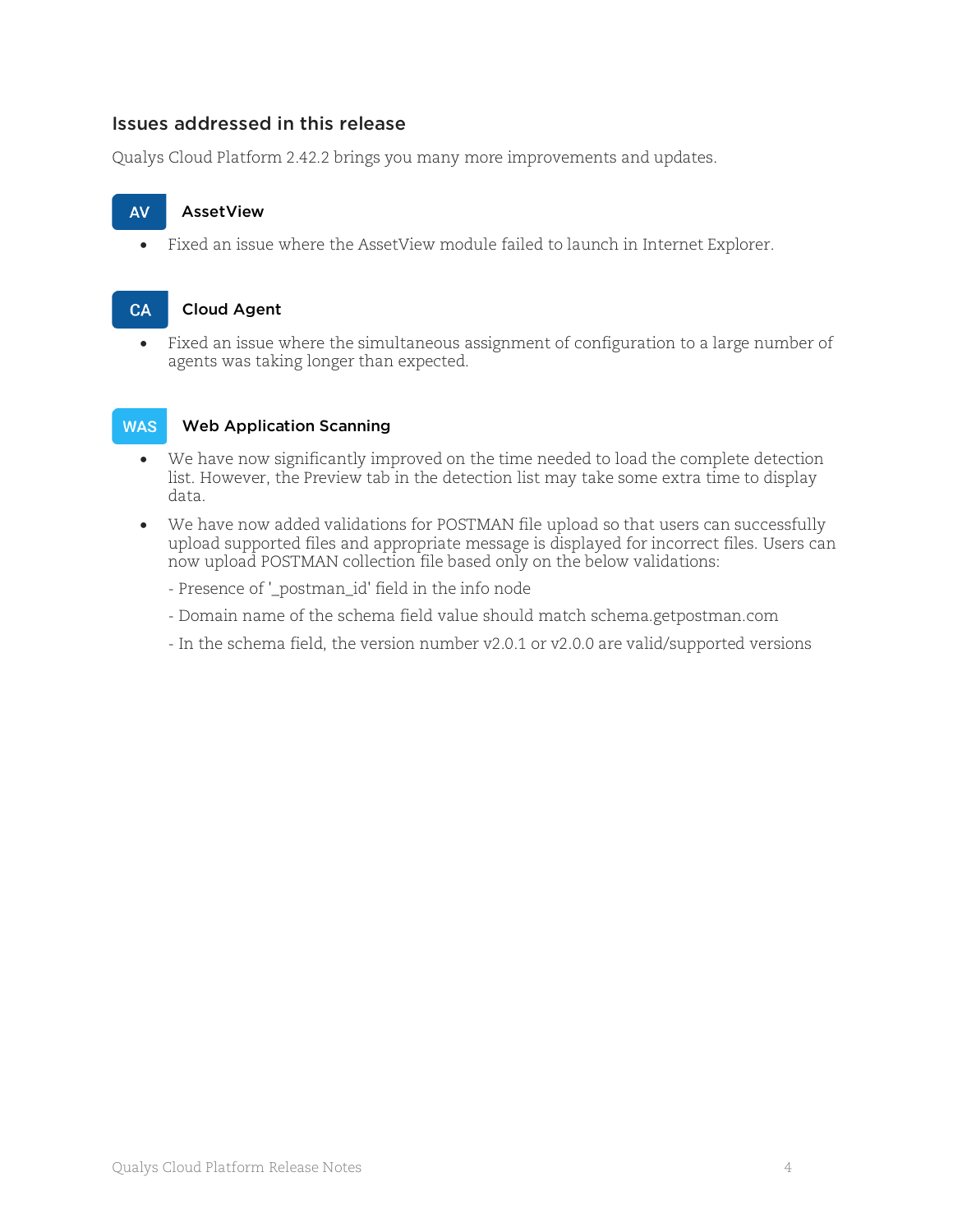## Issues addressed in this release

Qualys Cloud Platform 2.42.2 brings you many more improvements and updates.

### AV AssetView

- Fixed an issue where the AssetView module failed to launch in Internet Explorer.

### CA Cloud Agent

- Fixed an issue where the simultaneous assignment of configuration to a large number of agents was taking longer than expected.

### WAS Web Application Scanning

- We have now significantly improved on the time needed to load the complete detection list. However, the Preview tab in the detection list may take some extra time to display data.
- We have now added validations for POSTMAN file upload so that users can successfully upload supported files and appropriate message is displayed for incorrect files. Users can now upload POSTMAN collection file based only on the below validations:

  - Presence of '_postman_id' field in the info node

  - Domain name of the schema field value should match schema.getpostman.com

  - In the schema field, the version number v2.0.1 or v2.0.0 are valid/supported versions